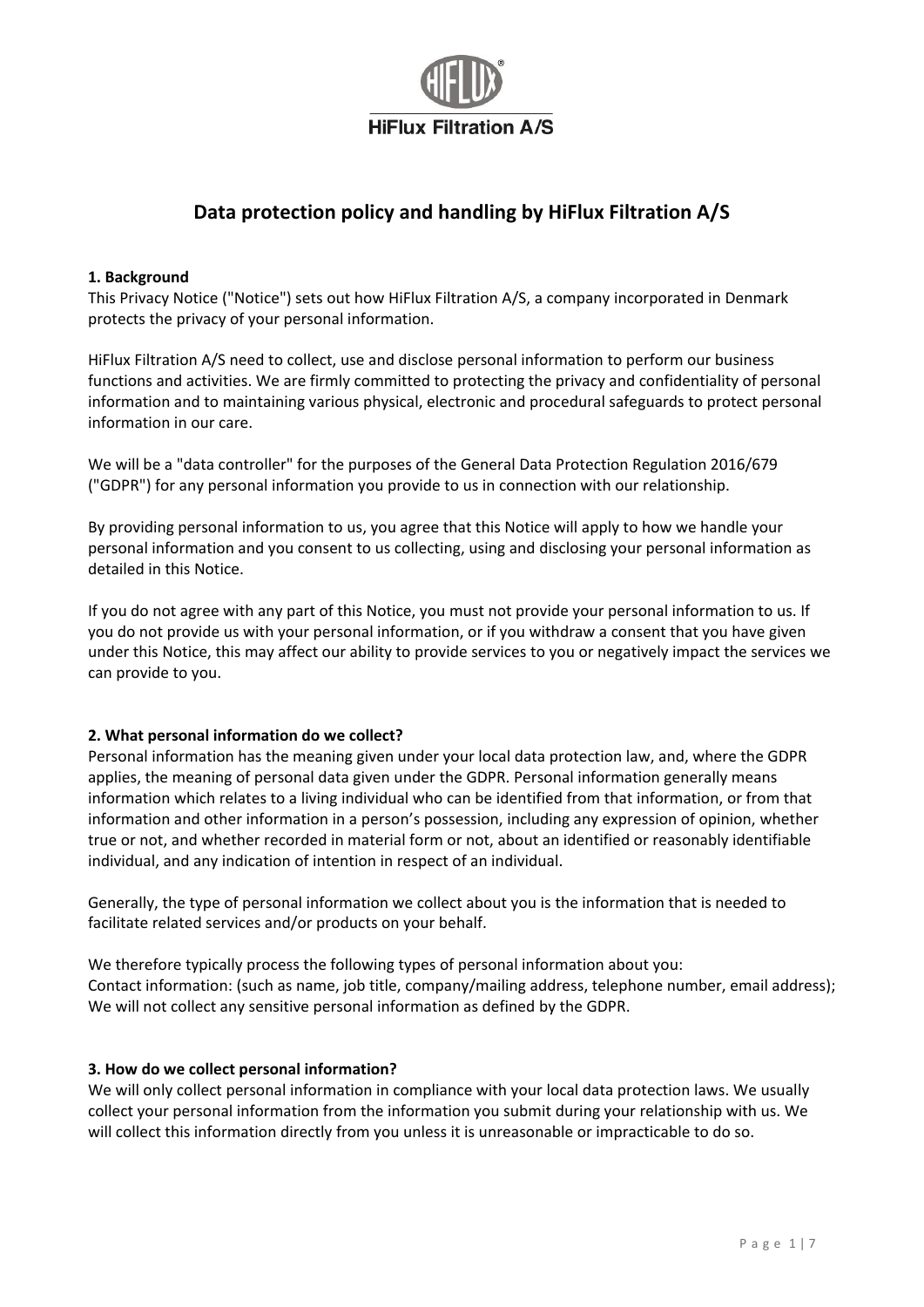HiFlux Filtration A/S

# Data protection policy and handling by HiFlux Filtration A/S

**1. Background**

This Privacy Notice ("Notice") sets out how HiFlux Filtration A/S, a company incorporated in Denmark protects the privacy of your personal information.

HiFlux Filtration A/S need to collect, use and disclose personal information to perform our business functions and activities. We are firmly committed to protecting the privacy and confidentiality of personal information and to maintaining various physical, electronic and procedural safeguards to protect personal information in our care.

We will be a "data controller" for the purposes of the General Data Protection Regulation 2016/679 ("GDPR") for any personal information you provide to us in connection with our relationship.

By providing personal information to us, you agree that this Notice will apply to how we handle your personal information and you consent to us collecting, using and disclosing your personal information as detailed in this Notice.

If you do not agree with any part of this Notice, you must not provide your personal information to us. If you do not provide us with your personal information, or if you withdraw a consent that you have given under this Notice, this may affect our ability to provide services to you or negatively impact the services we can provide to you.

**2. What personal information do we collect?**

Personal information has the meaning given under your local data protection law, and, where the GDPR applies, the meaning of personal data given under the GDPR. Personal information generally means information which relates to a living individual who can be identified from that information, or from that information and other information in a person's possession, including any expression of opinion, whether true or not, and whether recorded in material form or not, about an identified or reasonably identifiable individual, and any indication of intention in respect of an individual.

Generally, the type of personal information we collect about you is the information that is needed to facilitate related services and/or products on your behalf.

We therefore typically process the following types of personal information about you:
Contact information: (such as name, job title, company/mailing address, telephone number, email address);
We will not collect any sensitive personal information as defined by the GDPR.

**3. How do we collect personal information?**

We will only collect personal information in compliance with your local data protection laws. We usually collect your personal information from the information you submit during your relationship with us. We will collect this information directly from you unless it is unreasonable or impracticable to do so.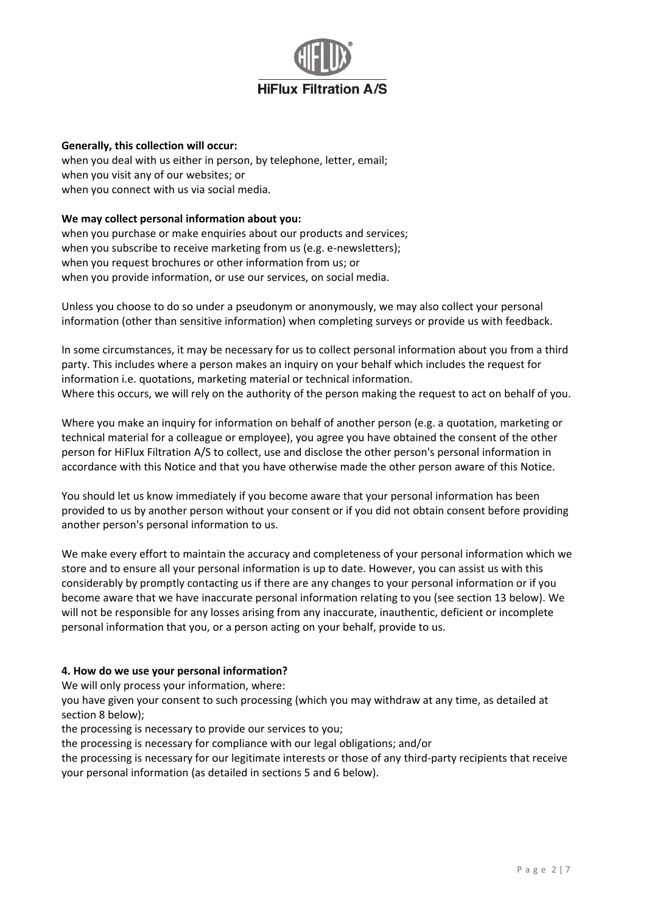**Generally, this collection will occur:**
when you deal with us either in person, by telephone, letter, email;
when you visit any of our websites; or
when you connect with us via social media.

**We may collect personal information about you:**
when you purchase or make enquiries about our products and services;
when you subscribe to receive marketing from us (e.g. e-newsletters);
when you request brochures or other information from us; or
when you provide information, or use our services, on social media.

Unless you choose to do so under a pseudonym or anonymously, we may also collect your personal information (other than sensitive information) when completing surveys or provide us with feedback.

In some circumstances, it may be necessary for us to collect personal information about you from a third party. This includes where a person makes an inquiry on your behalf which includes the request for information i.e. quotations, marketing material or technical information.
Where this occurs, we will rely on the authority of the person making the request to act on behalf of you.

Where you make an inquiry for information on behalf of another person (e.g. a quotation, marketing or technical material for a colleague or employee), you agree you have obtained the consent of the other person for HiFlux Filtration A/S to collect, use and disclose the other person's personal information in accordance with this Notice and that you have otherwise made the other person aware of this Notice.

You should let us know immediately if you become aware that your personal information has been provided to us by another person without your consent or if you did not obtain consent before providing another person's personal information to us.

We make every effort to maintain the accuracy and completeness of your personal information which we store and to ensure all your personal information is up to date. However, you can assist us with this considerably by promptly contacting us if there are any changes to your personal information or if you become aware that we have inaccurate personal information relating to you (see section 13 below). We will not be responsible for any losses arising from any inaccurate, inauthentic, deficient or incomplete personal information that you, or a person acting on your behalf, provide to us.

**4. How do we use your personal information?**

We will only process your information, where:
you have given your consent to such processing (which you may withdraw at any time, as detailed at section 8 below);
the processing is necessary to provide our services to you;
the processing is necessary for compliance with our legal obligations; and/or
the processing is necessary for our legitimate interests or those of any third-party recipients that receive your personal information (as detailed in sections 5 and 6 below).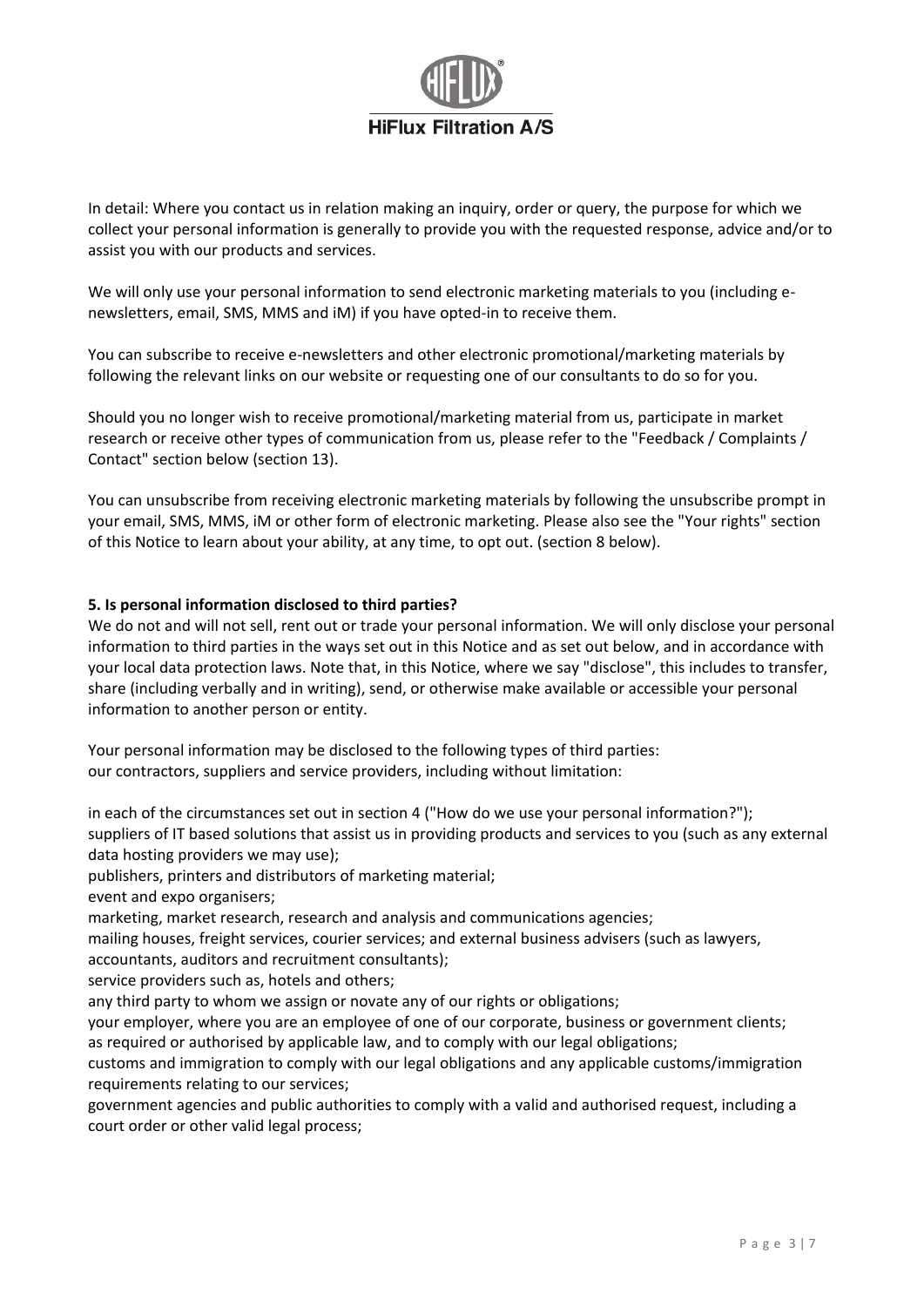In detail: Where you contact us in relation making an inquiry, order or query, the purpose for which we collect your personal information is generally to provide you with the requested response, advice and/or to assist you with our products and services.

We will only use your personal information to send electronic marketing materials to you (including e-newsletters, email, SMS, MMS and iM) if you have opted-in to receive them.

You can subscribe to receive e-newsletters and other electronic promotional/marketing materials by following the relevant links on our website or requesting one of our consultants to do so for you.

Should you no longer wish to receive promotional/marketing material from us, participate in market research or receive other types of communication from us, please refer to the "Feedback / Complaints / Contact" section below (section 13).

You can unsubscribe from receiving electronic marketing materials by following the unsubscribe prompt in your email, SMS, MMS, iM or other form of electronic marketing. Please also see the "Your rights" section of this Notice to learn about your ability, at any time, to opt out. (section 8 below).

**5. Is personal information disclosed to third parties?**

We do not and will not sell, rent out or trade your personal information. We will only disclose your personal information to third parties in the ways set out in this Notice and as set out below, and in accordance with your local data protection laws. Note that, in this Notice, where we say "disclose", this includes to transfer, share (including verbally and in writing), send, or otherwise make available or accessible your personal information to another person or entity.

Your personal information may be disclosed to the following types of third parties:
our contractors, suppliers and service providers, including without limitation:

in each of the circumstances set out in section 4 ("How do we use your personal information?");
suppliers of IT based solutions that assist us in providing products and services to you (such as any external data hosting providers we may use);
publishers, printers and distributors of marketing material;
event and expo organisers;
marketing, market research, research and analysis and communications agencies;
mailing houses, freight services, courier services; and external business advisers (such as lawyers, accountants, auditors and recruitment consultants);
service providers such as, hotels and others;
any third party to whom we assign or novate any of our rights or obligations;
your employer, where you are an employee of one of our corporate, business or government clients;
as required or authorised by applicable law, and to comply with our legal obligations;
customs and immigration to comply with our legal obligations and any applicable customs/immigration requirements relating to our services;
government agencies and public authorities to comply with a valid and authorised request, including a court order or other valid legal process;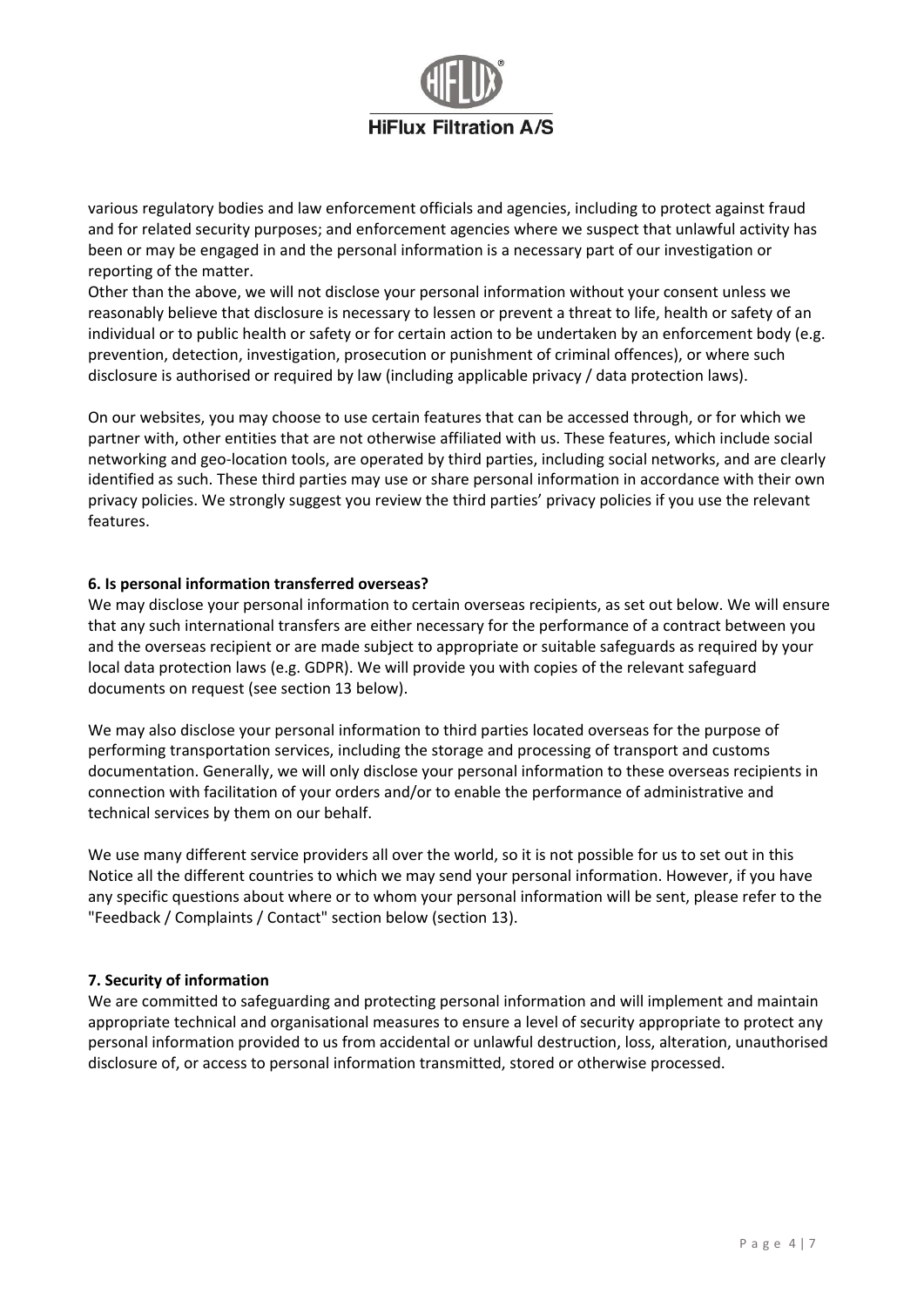various regulatory bodies and law enforcement officials and agencies, including to protect against fraud and for related security purposes; and enforcement agencies where we suspect that unlawful activity has been or may be engaged in and the personal information is a necessary part of our investigation or reporting of the matter.
Other than the above, we will not disclose your personal information without your consent unless we reasonably believe that disclosure is necessary to lessen or prevent a threat to life, health or safety of an individual or to public health or safety or for certain action to be undertaken by an enforcement body (e.g. prevention, detection, investigation, prosecution or punishment of criminal offences), or where such disclosure is authorised or required by law (including applicable privacy / data protection laws).

On our websites, you may choose to use certain features that can be accessed through, or for which we partner with, other entities that are not otherwise affiliated with us. These features, which include social networking and geo-location tools, are operated by third parties, including social networks, and are clearly identified as such. These third parties may use or share personal information in accordance with their own privacy policies. We strongly suggest you review the third parties' privacy policies if you use the relevant features.

**6. Is personal information transferred overseas?**

We may disclose your personal information to certain overseas recipients, as set out below. We will ensure that any such international transfers are either necessary for the performance of a contract between you and the overseas recipient or are made subject to appropriate or suitable safeguards as required by your local data protection laws (e.g. GDPR). We will provide you with copies of the relevant safeguard documents on request (see section 13 below).

We may also disclose your personal information to third parties located overseas for the purpose of performing transportation services, including the storage and processing of transport and customs documentation. Generally, we will only disclose your personal information to these overseas recipients in connection with facilitation of your orders and/or to enable the performance of administrative and technical services by them on our behalf.

We use many different service providers all over the world, so it is not possible for us to set out in this Notice all the different countries to which we may send your personal information. However, if you have any specific questions about where or to whom your personal information will be sent, please refer to the "Feedback / Complaints / Contact" section below (section 13).

**7. Security of information**

We are committed to safeguarding and protecting personal information and will implement and maintain appropriate technical and organisational measures to ensure a level of security appropriate to protect any personal information provided to us from accidental or unlawful destruction, loss, alteration, unauthorised disclosure of, or access to personal information transmitted, stored or otherwise processed.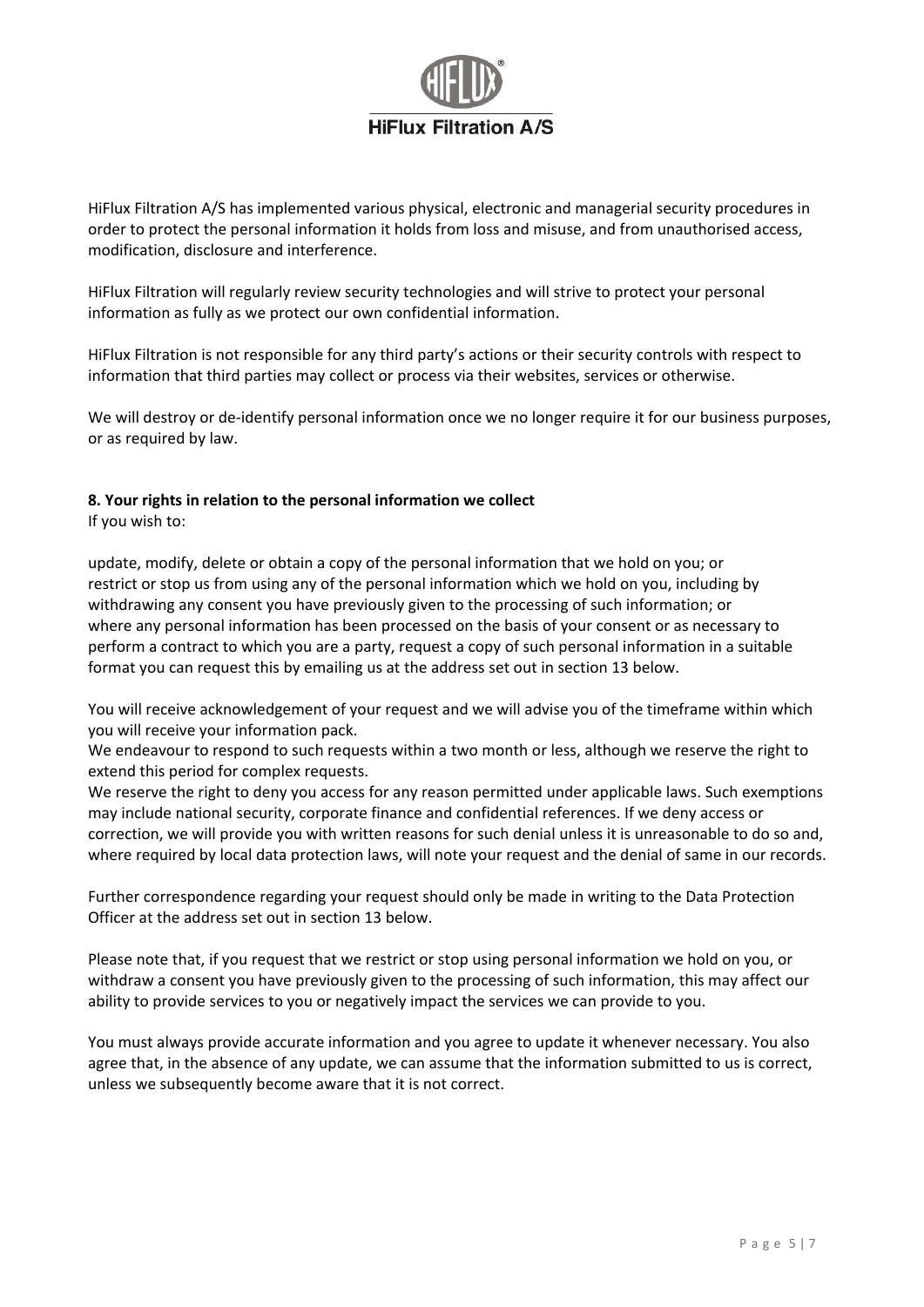HiFlux Filtration A/S has implemented various physical, electronic and managerial security procedures in order to protect the personal information it holds from loss and misuse, and from unauthorised access, modification, disclosure and interference.

HiFlux Filtration will regularly review security technologies and will strive to protect your personal information as fully as we protect our own confidential information.

HiFlux Filtration is not responsible for any third party's actions or their security controls with respect to information that third parties may collect or process via their websites, services or otherwise.

We will destroy or de-identify personal information once we no longer require it for our business purposes, or as required by law.

**8. Your rights in relation to the personal information we collect**

If you wish to:

update, modify, delete or obtain a copy of the personal information that we hold on you; or
restrict or stop us from using any of the personal information which we hold on you, including by withdrawing any consent you have previously given to the processing of such information; or
where any personal information has been processed on the basis of your consent or as necessary to perform a contract to which you are a party, request a copy of such personal information in a suitable format you can request this by emailing us at the address set out in section 13 below.

You will receive acknowledgement of your request and we will advise you of the timeframe within which you will receive your information pack.
We endeavour to respond to such requests within a two month or less, although we reserve the right to extend this period for complex requests.
We reserve the right to deny you access for any reason permitted under applicable laws. Such exemptions may include national security, corporate finance and confidential references. If we deny access or correction, we will provide you with written reasons for such denial unless it is unreasonable to do so and, where required by local data protection laws, will note your request and the denial of same in our records.

Further correspondence regarding your request should only be made in writing to the Data Protection Officer at the address set out in section 13 below.

Please note that, if you request that we restrict or stop using personal information we hold on you, or withdraw a consent you have previously given to the processing of such information, this may affect our ability to provide services to you or negatively impact the services we can provide to you.

You must always provide accurate information and you agree to update it whenever necessary. You also agree that, in the absence of any update, we can assume that the information submitted to us is correct, unless we subsequently become aware that it is not correct.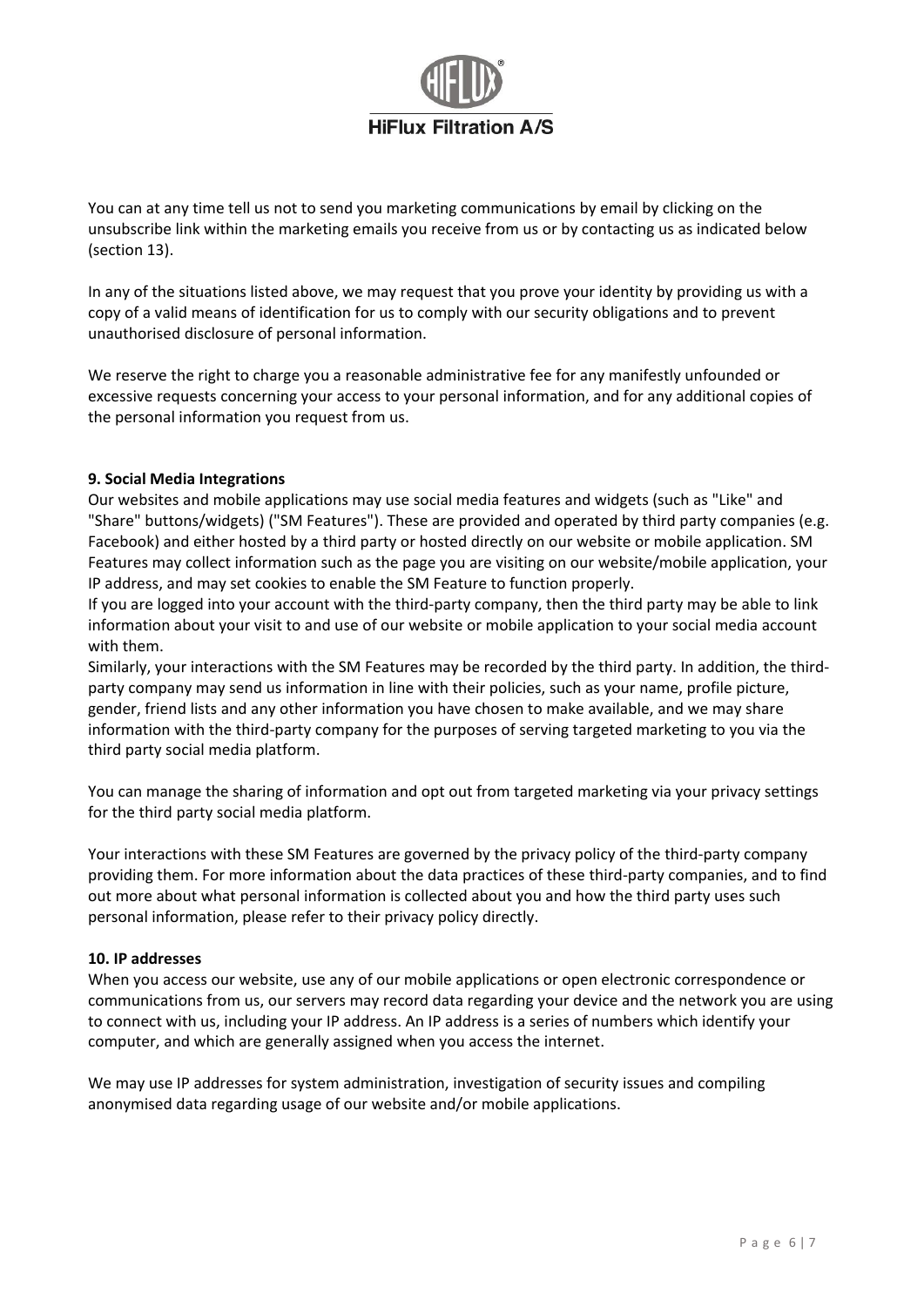You can at any time tell us not to send you marketing communications by email by clicking on the unsubscribe link within the marketing emails you receive from us or by contacting us as indicated below (section 13).

In any of the situations listed above, we may request that you prove your identity by providing us with a copy of a valid means of identification for us to comply with our security obligations and to prevent unauthorised disclosure of personal information.

We reserve the right to charge you a reasonable administrative fee for any manifestly unfounded or excessive requests concerning your access to your personal information, and for any additional copies of the personal information you request from us.

**9. Social Media Integrations**

Our websites and mobile applications may use social media features and widgets (such as "Like" and "Share" buttons/widgets) ("SM Features"). These are provided and operated by third party companies (e.g. Facebook) and either hosted by a third party or hosted directly on our website or mobile application. SM Features may collect information such as the page you are visiting on our website/mobile application, your IP address, and may set cookies to enable the SM Feature to function properly.

If you are logged into your account with the third-party company, then the third party may be able to link information about your visit to and use of our website or mobile application to your social media account with them.

Similarly, your interactions with the SM Features may be recorded by the third party. In addition, the third-party company may send us information in line with their policies, such as your name, profile picture, gender, friend lists and any other information you have chosen to make available, and we may share information with the third-party company for the purposes of serving targeted marketing to you via the third party social media platform.

You can manage the sharing of information and opt out from targeted marketing via your privacy settings for the third party social media platform.

Your interactions with these SM Features are governed by the privacy policy of the third-party company providing them. For more information about the data practices of these third-party companies, and to find out more about what personal information is collected about you and how the third party uses such personal information, please refer to their privacy policy directly.

**10. IP addresses**

When you access our website, use any of our mobile applications or open electronic correspondence or communications from us, our servers may record data regarding your device and the network you are using to connect with us, including your IP address. An IP address is a series of numbers which identify your computer, and which are generally assigned when you access the internet.

We may use IP addresses for system administration, investigation of security issues and compiling anonymised data regarding usage of our website and/or mobile applications.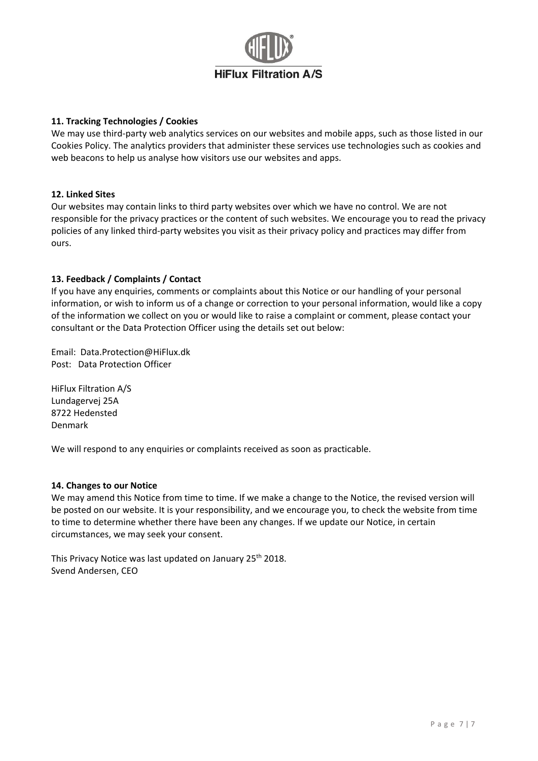**HiFlux Filtration A/S**

**11. Tracking Technologies / Cookies**

We may use third-party web analytics services on our websites and mobile apps, such as those listed in our Cookies Policy. The analytics providers that administer these services use technologies such as cookies and web beacons to help us analyse how visitors use our websites and apps.

**12. Linked Sites**

Our websites may contain links to third party websites over which we have no control. We are not responsible for the privacy practices or the content of such websites. We encourage you to read the privacy policies of any linked third-party websites you visit as their privacy policy and practices may differ from ours.

**13. Feedback / Complaints / Contact**

If you have any enquiries, comments or complaints about this Notice or our handling of your personal information, or wish to inform us of a change or correction to your personal information, would like a copy of the information we collect on you or would like to raise a complaint or comment, please contact your consultant or the Data Protection Officer using the details set out below:

Email: Data.Protection@HiFlux.dk
Post: Data Protection Officer

HiFlux Filtration A/S
Lundagervej 25A
8722 Hedensted
Denmark

We will respond to any enquiries or complaints received as soon as practicable.

**14. Changes to our Notice**

We may amend this Notice from time to time. If we make a change to the Notice, the revised version will be posted on our website. It is your responsibility, and we encourage you, to check the website from time to time to determine whether there have been any changes. If we update our Notice, in certain circumstances, we may seek your consent.

This Privacy Notice was last updated on January 25th 2018.
Svend Andersen, CEO